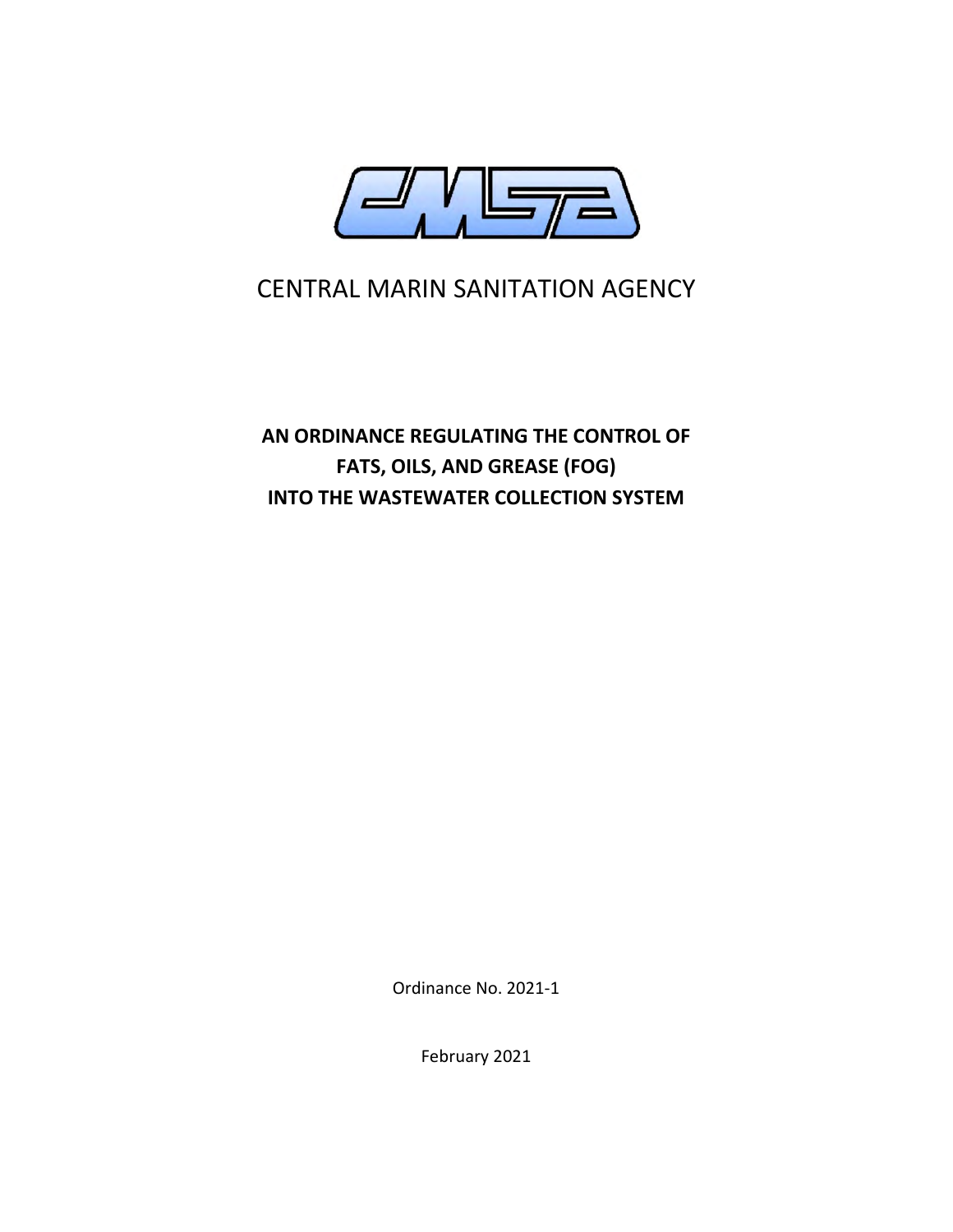# CENTRAL MARIN SANITATION AGENCY

**AN ORDINANCE REGULATING THE CONTROL OF FATS, OILS, AND GREASE (FOG) INTO THE WASTEWATER COLLECTION SYSTEM**

Ordinance No. 2021-1

February 2021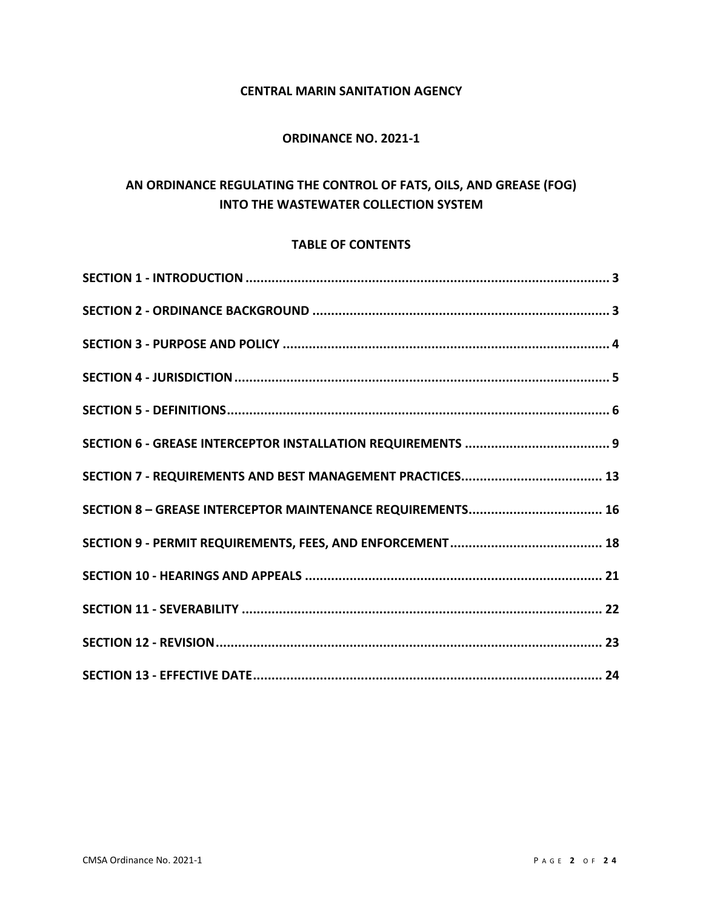**CENTRAL MARIN SANITATION AGENCY**

**ORDINANCE NO. 2021-1**

**AN ORDINANCE REGULATING THE CONTROL OF FATS, OILS, AND GREASE (FOG) INTO THE WASTEWATER COLLECTION SYSTEM**

**TABLE OF CONTENTS**

**SECTION 1 - INTRODUCTION .................................................................................................. 3**

**SECTION 2 - ORDINANCE BACKGROUND ................................................................................ 3**

**SECTION 3 - PURPOSE AND POLICY ........................................................................................ 4**

**SECTION 4 - JURISDICTION ..................................................................................................... 5**

**SECTION 5 - DEFINITIONS ....................................................................................................... 6**

**SECTION 6 - GREASE INTERCEPTOR INSTALLATION REQUIREMENTS ....................................... 9**

**SECTION 7 - REQUIREMENTS AND BEST MANAGEMENT PRACTICES ...................................... 13**

**SECTION 8 – GREASE INTERCEPTOR MAINTENANCE REQUIREMENTS .................................... 16**

**SECTION 9 - PERMIT REQUIREMENTS, FEES, AND ENFORCEMENT ......................................... 18**

**SECTION 10 - HEARINGS AND APPEALS ................................................................................ 21**

**SECTION 11 - SEVERABILITY ................................................................................................. 22**

**SECTION 12 - REVISION ........................................................................................................ 23**

**SECTION 13 - EFFECTIVE DATE .............................................................................................. 24**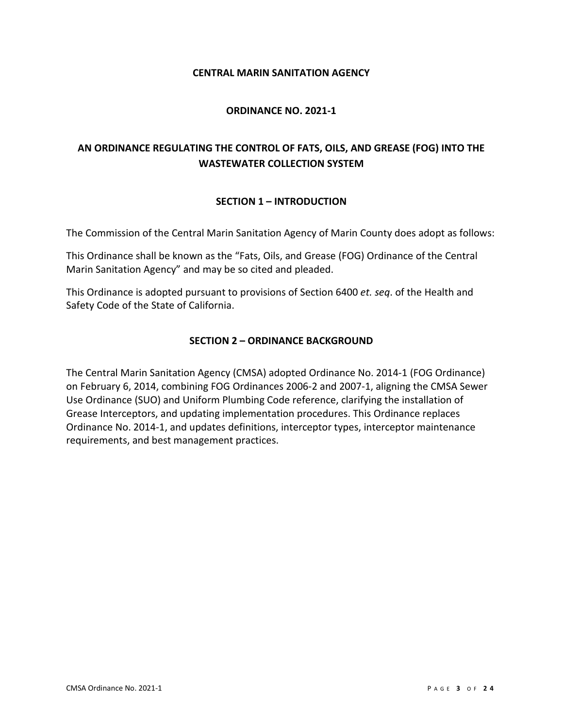# CENTRAL MARIN SANITATION AGENCY

## ORDINANCE NO. 2021-1

## AN ORDINANCE REGULATING THE CONTROL OF FATS, OILS, AND GREASE (FOG) INTO THE WASTEWATER COLLECTION SYSTEM

### SECTION 1 – INTRODUCTION

The Commission of the Central Marin Sanitation Agency of Marin County does adopt as follows:

This Ordinance shall be known as the "Fats, Oils, and Grease (FOG) Ordinance of the Central Marin Sanitation Agency" and may be so cited and pleaded.

This Ordinance is adopted pursuant to provisions of Section 6400 *et. seq*. of the Health and Safety Code of the State of California.

### SECTION 2 – ORDINANCE BACKGROUND

The Central Marin Sanitation Agency (CMSA) adopted Ordinance No. 2014-1 (FOG Ordinance) on February 6, 2014, combining FOG Ordinances 2006-2 and 2007-1, aligning the CMSA Sewer Use Ordinance (SUO) and Uniform Plumbing Code reference, clarifying the installation of Grease Interceptors, and updating implementation procedures. This Ordinance replaces Ordinance No. 2014-1, and updates definitions, interceptor types, interceptor maintenance requirements, and best management practices.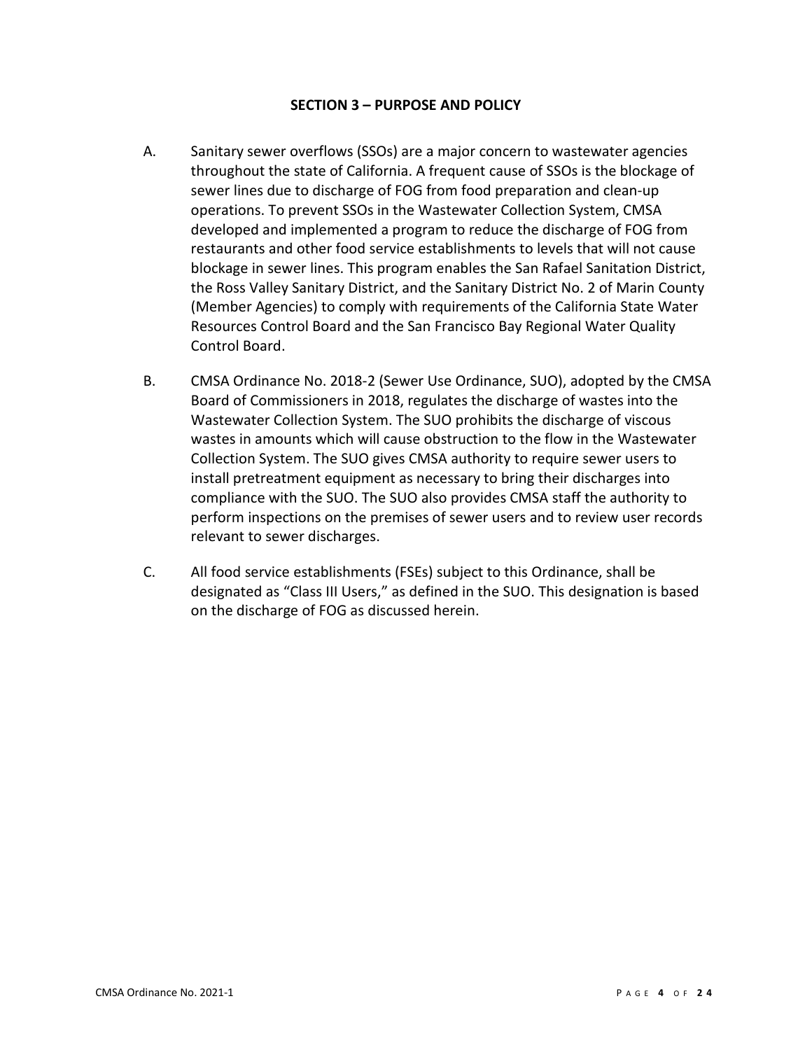## SECTION 3 – PURPOSE AND POLICY

A. Sanitary sewer overflows (SSOs) are a major concern to wastewater agencies throughout the state of California. A frequent cause of SSOs is the blockage of sewer lines due to discharge of FOG from food preparation and clean-up operations. To prevent SSOs in the Wastewater Collection System, CMSA developed and implemented a program to reduce the discharge of FOG from restaurants and other food service establishments to levels that will not cause blockage in sewer lines. This program enables the San Rafael Sanitation District, the Ross Valley Sanitary District, and the Sanitary District No. 2 of Marin County (Member Agencies) to comply with requirements of the California State Water Resources Control Board and the San Francisco Bay Regional Water Quality Control Board.

B. CMSA Ordinance No. 2018-2 (Sewer Use Ordinance, SUO), adopted by the CMSA Board of Commissioners in 2018, regulates the discharge of wastes into the Wastewater Collection System. The SUO prohibits the discharge of viscous wastes in amounts which will cause obstruction to the flow in the Wastewater Collection System. The SUO gives CMSA authority to require sewer users to install pretreatment equipment as necessary to bring their discharges into compliance with the SUO. The SUO also provides CMSA staff the authority to perform inspections on the premises of sewer users and to review user records relevant to sewer discharges.

C. All food service establishments (FSEs) subject to this Ordinance, shall be designated as "Class III Users," as defined in the SUO. This designation is based on the discharge of FOG as discussed herein.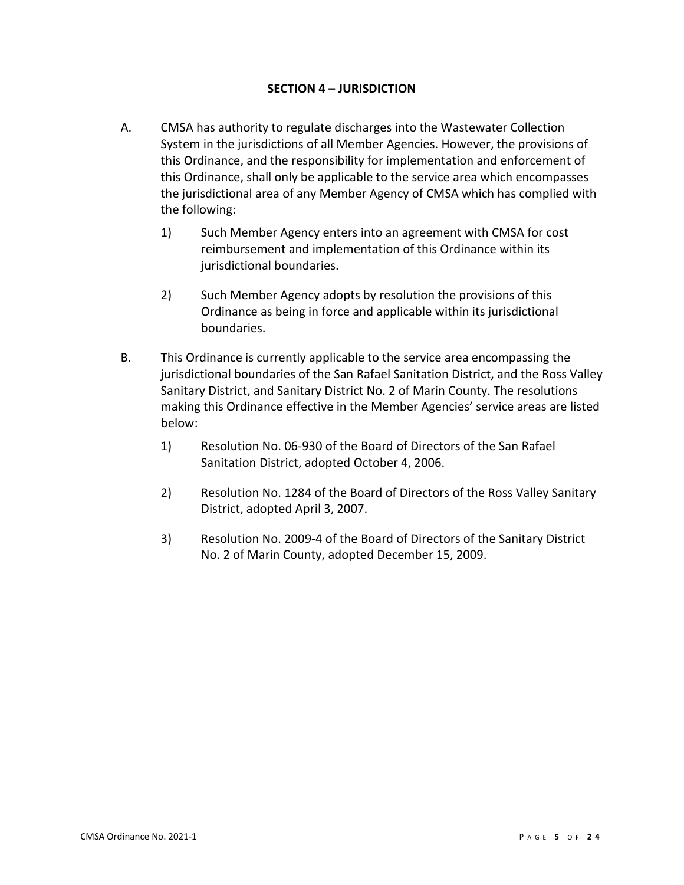## SECTION 4 – JURISDICTION

A. CMSA has authority to regulate discharges into the Wastewater Collection System in the jurisdictions of all Member Agencies. However, the provisions of this Ordinance, and the responsibility for implementation and enforcement of this Ordinance, shall only be applicable to the service area which encompasses the jurisdictional area of any Member Agency of CMSA which has complied with the following:

   1) Such Member Agency enters into an agreement with CMSA for cost reimbursement and implementation of this Ordinance within its jurisdictional boundaries.

   2) Such Member Agency adopts by resolution the provisions of this Ordinance as being in force and applicable within its jurisdictional boundaries.

B. This Ordinance is currently applicable to the service area encompassing the jurisdictional boundaries of the San Rafael Sanitation District, and the Ross Valley Sanitary District, and Sanitary District No. 2 of Marin County. The resolutions making this Ordinance effective in the Member Agencies' service areas are listed below:

   1) Resolution No. 06-930 of the Board of Directors of the San Rafael Sanitation District, adopted October 4, 2006.

   2) Resolution No. 1284 of the Board of Directors of the Ross Valley Sanitary District, adopted April 3, 2007.

   3) Resolution No. 2009-4 of the Board of Directors of the Sanitary District No. 2 of Marin County, adopted December 15, 2009.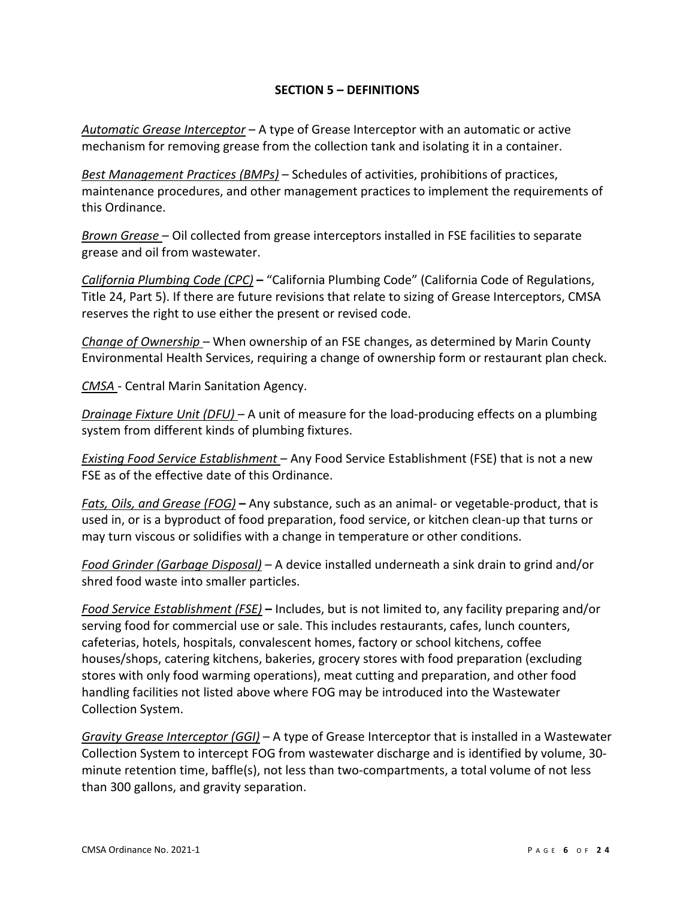## SECTION 5 – DEFINITIONS

*Automatic Grease Interceptor* – A type of Grease Interceptor with an automatic or active mechanism for removing grease from the collection tank and isolating it in a container.

*Best Management Practices (BMPs)* – Schedules of activities, prohibitions of practices, maintenance procedures, and other management practices to implement the requirements of this Ordinance.

*Brown Grease* – Oil collected from grease interceptors installed in FSE facilities to separate grease and oil from wastewater.

*California Plumbing Code (CPC)* **–** "California Plumbing Code" (California Code of Regulations, Title 24, Part 5). If there are future revisions that relate to sizing of Grease Interceptors, CMSA reserves the right to use either the present or revised code.

*Change of Ownership* – When ownership of an FSE changes, as determined by Marin County Environmental Health Services, requiring a change of ownership form or restaurant plan check.

*CMSA* - Central Marin Sanitation Agency.

*Drainage Fixture Unit (DFU)* – A unit of measure for the load-producing effects on a plumbing system from different kinds of plumbing fixtures.

*Existing Food Service Establishment* – Any Food Service Establishment (FSE) that is not a new FSE as of the effective date of this Ordinance.

*Fats, Oils, and Grease (FOG)* **–** Any substance, such as an animal- or vegetable-product, that is used in, or is a byproduct of food preparation, food service, or kitchen clean-up that turns or may turn viscous or solidifies with a change in temperature or other conditions.

*Food Grinder (Garbage Disposal)* – A device installed underneath a sink drain to grind and/or shred food waste into smaller particles.

*Food Service Establishment (FSE)* **–** Includes, but is not limited to, any facility preparing and/or serving food for commercial use or sale. This includes restaurants, cafes, lunch counters, cafeterias, hotels, hospitals, convalescent homes, factory or school kitchens, coffee houses/shops, catering kitchens, bakeries, grocery stores with food preparation (excluding stores with only food warming operations), meat cutting and preparation, and other food handling facilities not listed above where FOG may be introduced into the Wastewater Collection System.

*Gravity Grease Interceptor (GGI)* – A type of Grease Interceptor that is installed in a Wastewater Collection System to intercept FOG from wastewater discharge and is identified by volume, 30-minute retention time, baffle(s), not less than two-compartments, a total volume of not less than 300 gallons, and gravity separation.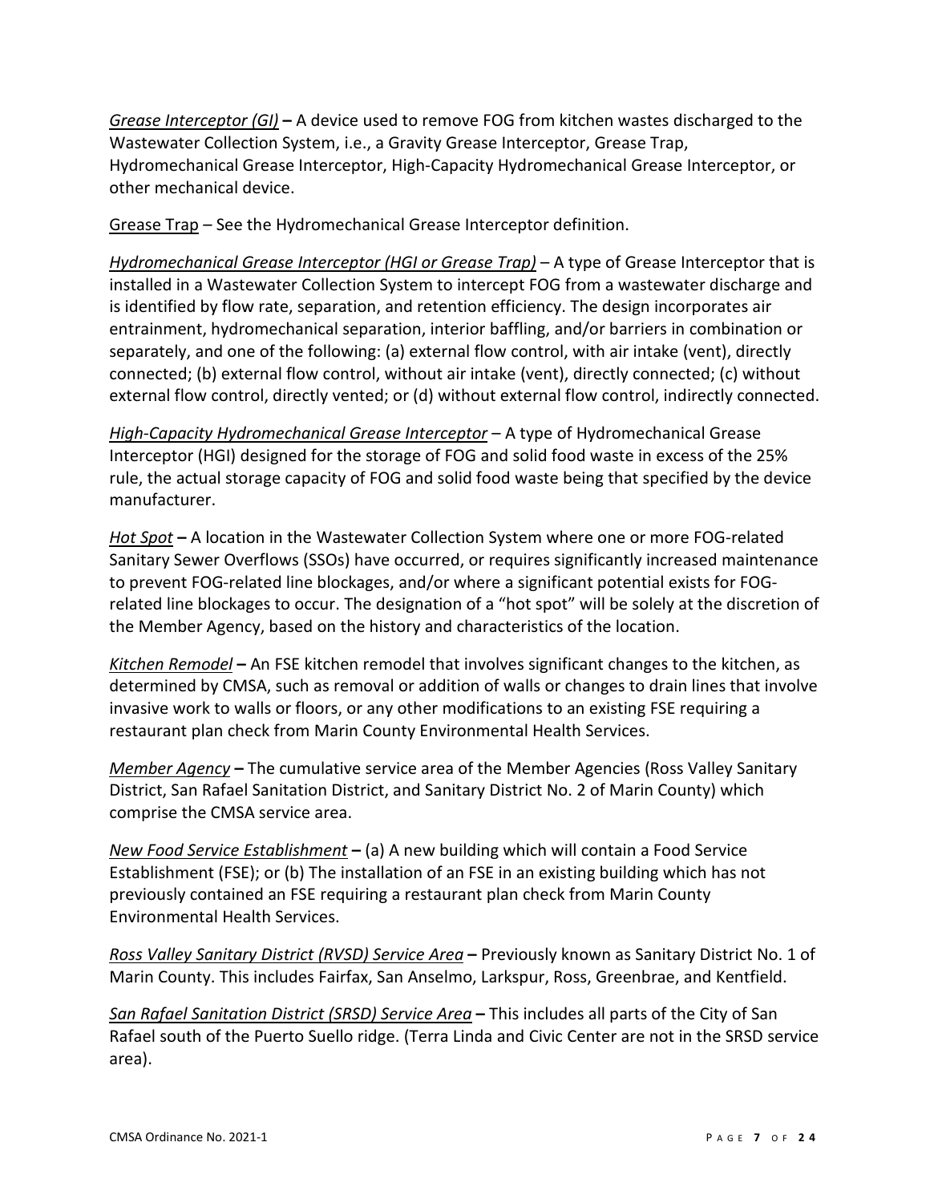*Grease Interceptor (GI)* **–** A device used to remove FOG from kitchen wastes discharged to the Wastewater Collection System, i.e., a Gravity Grease Interceptor, Grease Trap, Hydromechanical Grease Interceptor, High-Capacity Hydromechanical Grease Interceptor, or other mechanical device.

Grease Trap – See the Hydromechanical Grease Interceptor definition.

*Hydromechanical Grease Interceptor (HGI or Grease Trap)* – A type of Grease Interceptor that is installed in a Wastewater Collection System to intercept FOG from a wastewater discharge and is identified by flow rate, separation, and retention efficiency. The design incorporates air entrainment, hydromechanical separation, interior baffling, and/or barriers in combination or separately, and one of the following: (a) external flow control, with air intake (vent), directly connected; (b) external flow control, without air intake (vent), directly connected; (c) without external flow control, directly vented; or (d) without external flow control, indirectly connected.

*High-Capacity Hydromechanical Grease Interceptor* – A type of Hydromechanical Grease Interceptor (HGI) designed for the storage of FOG and solid food waste in excess of the 25% rule, the actual storage capacity of FOG and solid food waste being that specified by the device manufacturer.

*Hot Spot* **–** A location in the Wastewater Collection System where one or more FOG-related Sanitary Sewer Overflows (SSOs) have occurred, or requires significantly increased maintenance to prevent FOG-related line blockages, and/or where a significant potential exists for FOG-related line blockages to occur. The designation of a "hot spot" will be solely at the discretion of the Member Agency, based on the history and characteristics of the location.

*Kitchen Remodel* **–** An FSE kitchen remodel that involves significant changes to the kitchen, as determined by CMSA, such as removal or addition of walls or changes to drain lines that involve invasive work to walls or floors, or any other modifications to an existing FSE requiring a restaurant plan check from Marin County Environmental Health Services.

*Member Agency* **–** The cumulative service area of the Member Agencies (Ross Valley Sanitary District, San Rafael Sanitation District, and Sanitary District No. 2 of Marin County) which comprise the CMSA service area.

*New Food Service Establishment* **–** (a) A new building which will contain a Food Service Establishment (FSE); or (b) The installation of an FSE in an existing building which has not previously contained an FSE requiring a restaurant plan check from Marin County Environmental Health Services.

*Ross Valley Sanitary District (RVSD) Service Area* **–** Previously known as Sanitary District No. 1 of Marin County. This includes Fairfax, San Anselmo, Larkspur, Ross, Greenbrae, and Kentfield.

*San Rafael Sanitation District (SRSD) Service Area* **–** This includes all parts of the City of San Rafael south of the Puerto Suello ridge. (Terra Linda and Civic Center are not in the SRSD service area).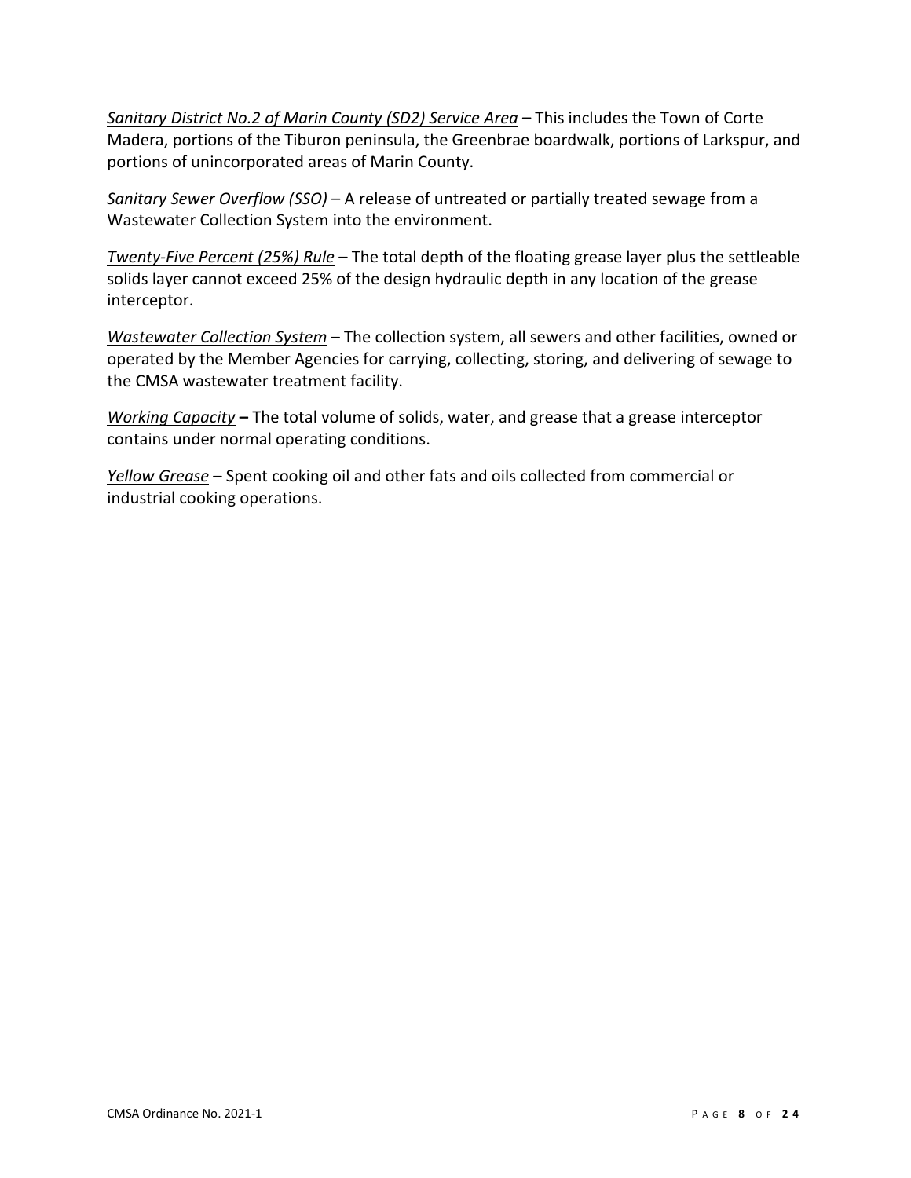*<u>Sanitary District No.2 of Marin County (SD2) Service Area</u>* **–** This includes the Town of Corte Madera, portions of the Tiburon peninsula, the Greenbrae boardwalk, portions of Larkspur, and portions of unincorporated areas of Marin County.

*<u>Sanitary Sewer Overflow (SSO)</u>* – A release of untreated or partially treated sewage from a Wastewater Collection System into the environment.

*<u>Twenty-Five Percent (25%) Rule</u>* – The total depth of the floating grease layer plus the settleable solids layer cannot exceed 25% of the design hydraulic depth in any location of the grease interceptor.

*<u>Wastewater Collection System</u>* – The collection system, all sewers and other facilities, owned or operated by the Member Agencies for carrying, collecting, storing, and delivering of sewage to the CMSA wastewater treatment facility.

*<u>Working Capacity</u>* **–** The total volume of solids, water, and grease that a grease interceptor contains under normal operating conditions.

*<u>Yellow Grease</u>* – Spent cooking oil and other fats and oils collected from commercial or industrial cooking operations.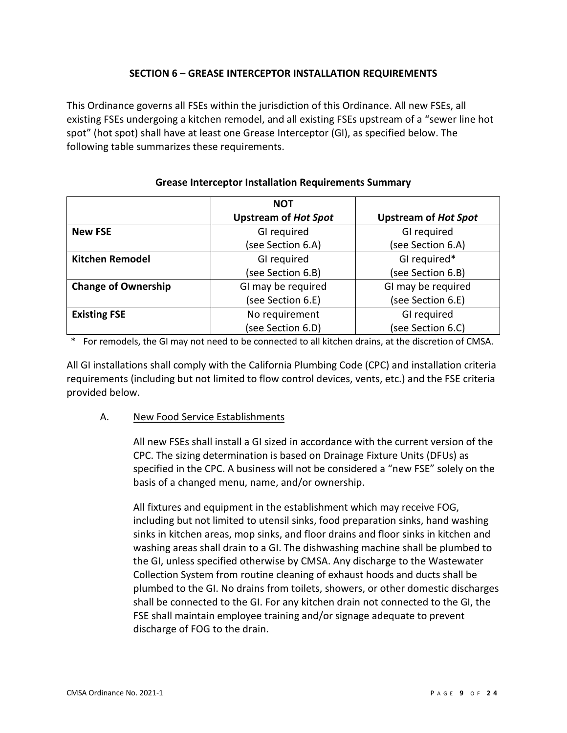## SECTION 6 – GREASE INTERCEPTOR INSTALLATION REQUIREMENTS

This Ordinance governs all FSEs within the jurisdiction of this Ordinance. All new FSEs, all existing FSEs undergoing a kitchen remodel, and all existing FSEs upstream of a "sewer line hot spot" (hot spot) shall have at least one Grease Interceptor (GI), as specified below. The following table summarizes these requirements.

**Grease Interceptor Installation Requirements Summary**

| | **NOT Upstream of *Hot Spot*** | **Upstream of *Hot Spot*** |
|---|---|---|
| **New FSE** | GI required (see Section 6.A) | GI required (see Section 6.A) |
| **Kitchen Remodel** | GI required (see Section 6.B) | GI required* (see Section 6.B) |
| **Change of Ownership** | GI may be required (see Section 6.E) | GI may be required (see Section 6.E) |
| **Existing FSE** | No requirement (see Section 6.D) | GI required (see Section 6.C) |

\* For remodels, the GI may not need to be connected to all kitchen drains, at the discretion of CMSA.

All GI installations shall comply with the California Plumbing Code (CPC) and installation criteria requirements (including but not limited to flow control devices, vents, etc.) and the FSE criteria provided below.

A. <u>New Food Service Establishments</u>

All new FSEs shall install a GI sized in accordance with the current version of the CPC. The sizing determination is based on Drainage Fixture Units (DFUs) as specified in the CPC. A business will not be considered a "new FSE" solely on the basis of a changed menu, name, and/or ownership.

All fixtures and equipment in the establishment which may receive FOG, including but not limited to utensil sinks, food preparation sinks, hand washing sinks in kitchen areas, mop sinks, and floor drains and floor sinks in kitchen and washing areas shall drain to a GI. The dishwashing machine shall be plumbed to the GI, unless specified otherwise by CMSA. Any discharge to the Wastewater Collection System from routine cleaning of exhaust hoods and ducts shall be plumbed to the GI. No drains from toilets, showers, or other domestic discharges shall be connected to the GI. For any kitchen drain not connected to the GI, the FSE shall maintain employee training and/or signage adequate to prevent discharge of FOG to the drain.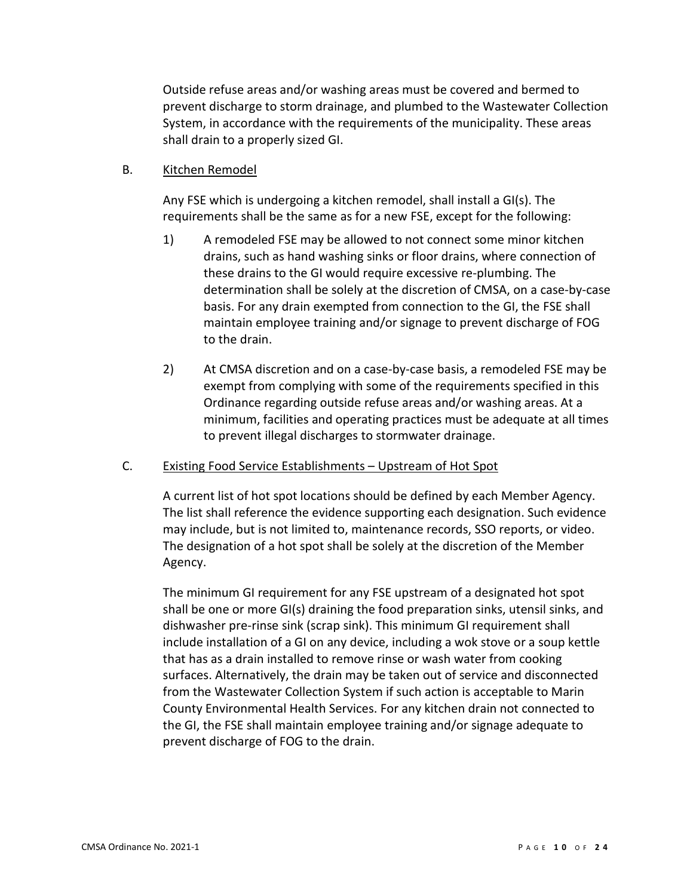Outside refuse areas and/or washing areas must be covered and bermed to prevent discharge to storm drainage, and plumbed to the Wastewater Collection System, in accordance with the requirements of the municipality. These areas shall drain to a properly sized GI.

B. Kitchen Remodel

Any FSE which is undergoing a kitchen remodel, shall install a GI(s). The requirements shall be the same as for a new FSE, except for the following:

1) A remodeled FSE may be allowed to not connect some minor kitchen drains, such as hand washing sinks or floor drains, where connection of these drains to the GI would require excessive re-plumbing. The determination shall be solely at the discretion of CMSA, on a case-by-case basis. For any drain exempted from connection to the GI, the FSE shall maintain employee training and/or signage to prevent discharge of FOG to the drain.

2) At CMSA discretion and on a case-by-case basis, a remodeled FSE may be exempt from complying with some of the requirements specified in this Ordinance regarding outside refuse areas and/or washing areas. At a minimum, facilities and operating practices must be adequate at all times to prevent illegal discharges to stormwater drainage.

C. Existing Food Service Establishments – Upstream of Hot Spot

A current list of hot spot locations should be defined by each Member Agency. The list shall reference the evidence supporting each designation. Such evidence may include, but is not limited to, maintenance records, SSO reports, or video. The designation of a hot spot shall be solely at the discretion of the Member Agency.

The minimum GI requirement for any FSE upstream of a designated hot spot shall be one or more GI(s) draining the food preparation sinks, utensil sinks, and dishwasher pre-rinse sink (scrap sink). This minimum GI requirement shall include installation of a GI on any device, including a wok stove or a soup kettle that has as a drain installed to remove rinse or wash water from cooking surfaces. Alternatively, the drain may be taken out of service and disconnected from the Wastewater Collection System if such action is acceptable to Marin County Environmental Health Services. For any kitchen drain not connected to the GI, the FSE shall maintain employee training and/or signage adequate to prevent discharge of FOG to the drain.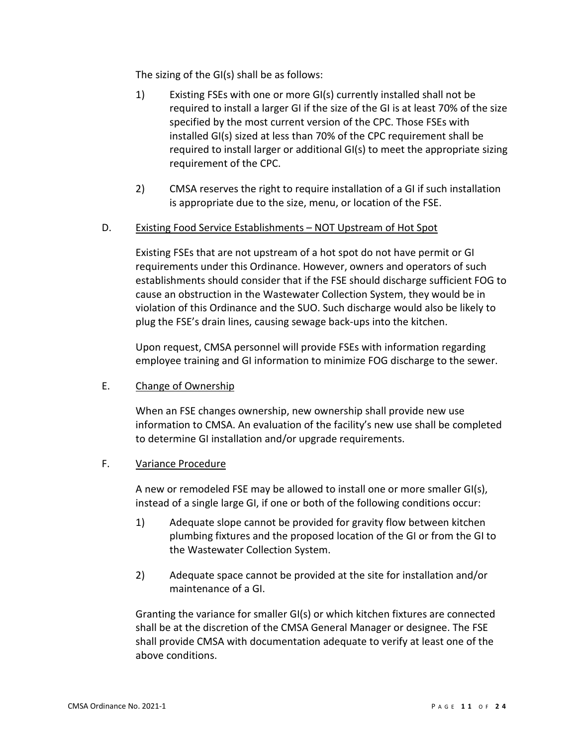The sizing of the GI(s) shall be as follows:

1) Existing FSEs with one or more GI(s) currently installed shall not be required to install a larger GI if the size of the GI is at least 70% of the size specified by the most current version of the CPC. Those FSEs with installed GI(s) sized at less than 70% of the CPC requirement shall be required to install larger or additional GI(s) to meet the appropriate sizing requirement of the CPC.

2) CMSA reserves the right to require installation of a GI if such installation is appropriate due to the size, menu, or location of the FSE.

D. <u>Existing Food Service Establishments – NOT Upstream of Hot Spot</u>

Existing FSEs that are not upstream of a hot spot do not have permit or GI requirements under this Ordinance. However, owners and operators of such establishments should consider that if the FSE should discharge sufficient FOG to cause an obstruction in the Wastewater Collection System, they would be in violation of this Ordinance and the SUO. Such discharge would also be likely to plug the FSE's drain lines, causing sewage back-ups into the kitchen.

Upon request, CMSA personnel will provide FSEs with information regarding employee training and GI information to minimize FOG discharge to the sewer.

E. <u>Change of Ownership</u>

When an FSE changes ownership, new ownership shall provide new use information to CMSA. An evaluation of the facility's new use shall be completed to determine GI installation and/or upgrade requirements.

F. <u>Variance Procedure</u>

A new or remodeled FSE may be allowed to install one or more smaller GI(s), instead of a single large GI, if one or both of the following conditions occur:

1) Adequate slope cannot be provided for gravity flow between kitchen plumbing fixtures and the proposed location of the GI or from the GI to the Wastewater Collection System.

2) Adequate space cannot be provided at the site for installation and/or maintenance of a GI.

Granting the variance for smaller GI(s) or which kitchen fixtures are connected shall be at the discretion of the CMSA General Manager or designee. The FSE shall provide CMSA with documentation adequate to verify at least one of the above conditions.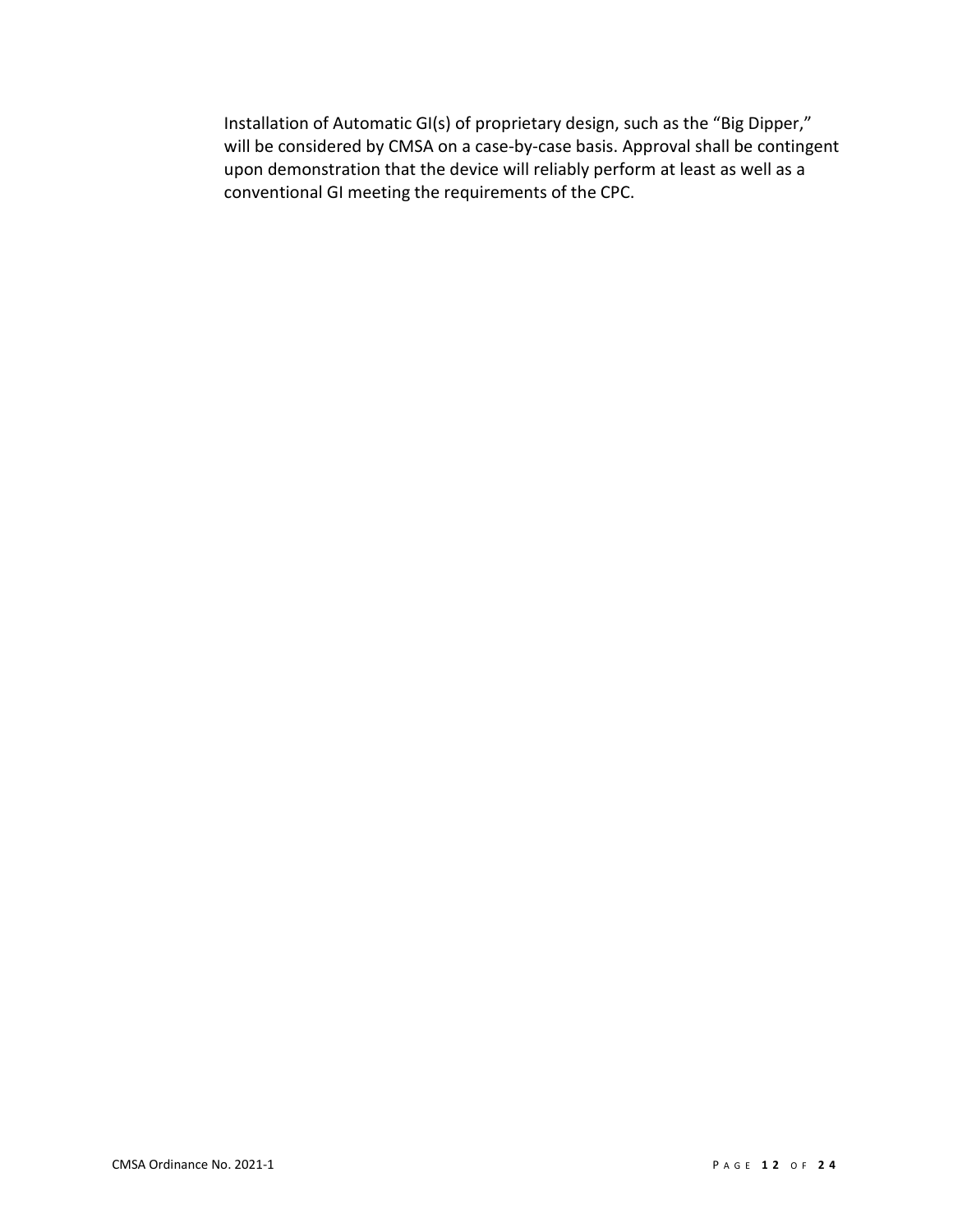Installation of Automatic GI(s) of proprietary design, such as the "Big Dipper," will be considered by CMSA on a case-by-case basis. Approval shall be contingent upon demonstration that the device will reliably perform at least as well as a conventional GI meeting the requirements of the CPC.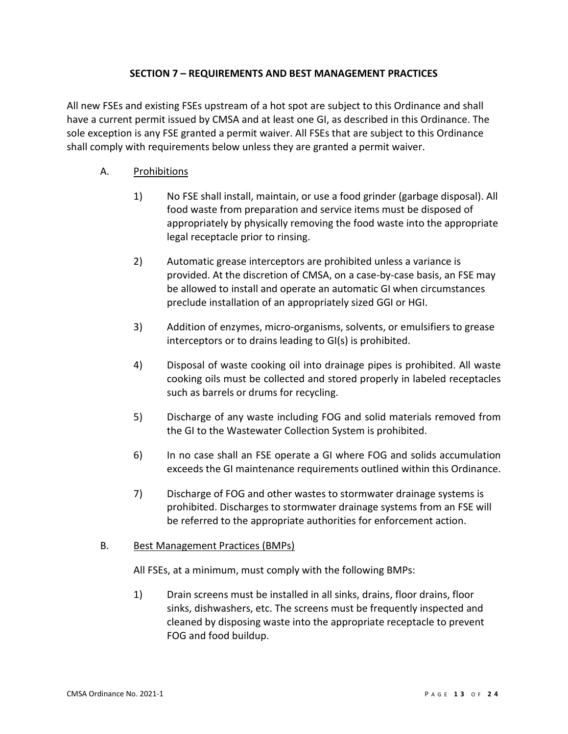## SECTION 7 – REQUIREMENTS AND BEST MANAGEMENT PRACTICES

All new FSEs and existing FSEs upstream of a hot spot are subject to this Ordinance and shall have a current permit issued by CMSA and at least one GI, as described in this Ordinance. The sole exception is any FSE granted a permit waiver. All FSEs that are subject to this Ordinance shall comply with requirements below unless they are granted a permit waiver.

A. <u>Prohibitions</u>

1) No FSE shall install, maintain, or use a food grinder (garbage disposal). All food waste from preparation and service items must be disposed of appropriately by physically removing the food waste into the appropriate legal receptacle prior to rinsing.

2) Automatic grease interceptors are prohibited unless a variance is provided. At the discretion of CMSA, on a case-by-case basis, an FSE may be allowed to install and operate an automatic GI when circumstances preclude installation of an appropriately sized GGI or HGI.

3) Addition of enzymes, micro-organisms, solvents, or emulsifiers to grease interceptors or to drains leading to GI(s) is prohibited.

4) Disposal of waste cooking oil into drainage pipes is prohibited. All waste cooking oils must be collected and stored properly in labeled receptacles such as barrels or drums for recycling.

5) Discharge of any waste including FOG and solid materials removed from the GI to the Wastewater Collection System is prohibited.

6) In no case shall an FSE operate a GI where FOG and solids accumulation exceeds the GI maintenance requirements outlined within this Ordinance.

7) Discharge of FOG and other wastes to stormwater drainage systems is prohibited. Discharges to stormwater drainage systems from an FSE will be referred to the appropriate authorities for enforcement action.

B. <u>Best Management Practices (BMPs)</u>

All FSEs, at a minimum, must comply with the following BMPs:

1) Drain screens must be installed in all sinks, drains, floor drains, floor sinks, dishwashers, etc. The screens must be frequently inspected and cleaned by disposing waste into the appropriate receptacle to prevent FOG and food buildup.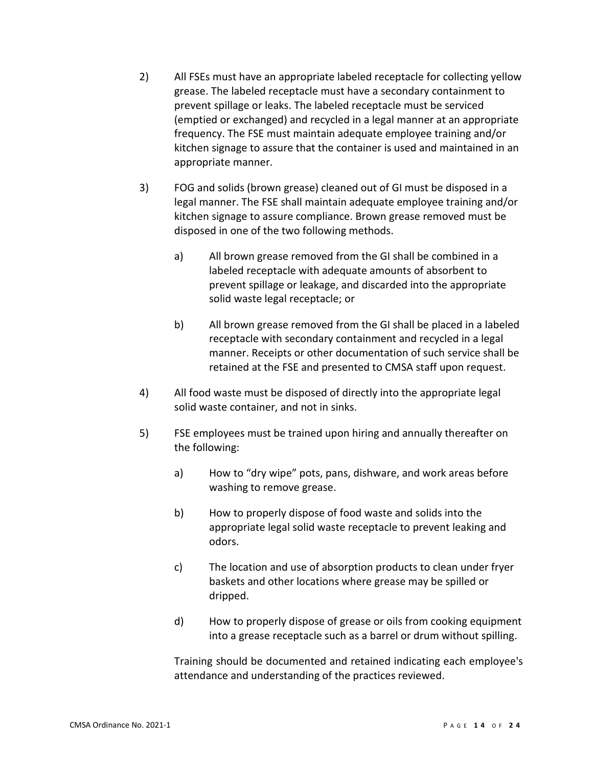2) All FSEs must have an appropriate labeled receptacle for collecting yellow grease. The labeled receptacle must have a secondary containment to prevent spillage or leaks. The labeled receptacle must be serviced (emptied or exchanged) and recycled in a legal manner at an appropriate frequency. The FSE must maintain adequate employee training and/or kitchen signage to assure that the container is used and maintained in an appropriate manner.

3) FOG and solids (brown grease) cleaned out of GI must be disposed in a legal manner. The FSE shall maintain adequate employee training and/or kitchen signage to assure compliance. Brown grease removed must be disposed in one of the two following methods.

   a) All brown grease removed from the GI shall be combined in a labeled receptacle with adequate amounts of absorbent to prevent spillage or leakage, and discarded into the appropriate solid waste legal receptacle; or

   b) All brown grease removed from the GI shall be placed in a labeled receptacle with secondary containment and recycled in a legal manner. Receipts or other documentation of such service shall be retained at the FSE and presented to CMSA staff upon request.

4) All food waste must be disposed of directly into the appropriate legal solid waste container, and not in sinks.

5) FSE employees must be trained upon hiring and annually thereafter on the following:

   a) How to "dry wipe" pots, pans, dishware, and work areas before washing to remove grease.

   b) How to properly dispose of food waste and solids into the appropriate legal solid waste receptacle to prevent leaking and odors.

   c) The location and use of absorption products to clean under fryer baskets and other locations where grease may be spilled or dripped.

   d) How to properly dispose of grease or oils from cooking equipment into a grease receptacle such as a barrel or drum without spilling.

   Training should be documented and retained indicating each employee's attendance and understanding of the practices reviewed.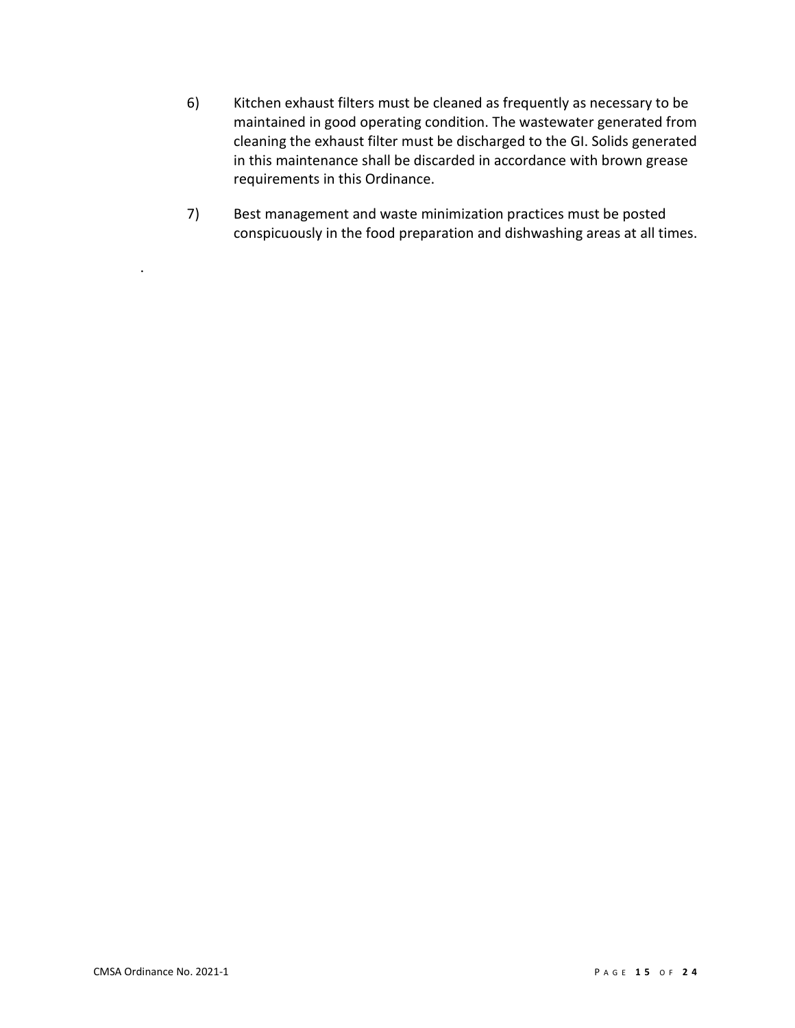6) Kitchen exhaust filters must be cleaned as frequently as necessary to be maintained in good operating condition. The wastewater generated from cleaning the exhaust filter must be discharged to the GI. Solids generated in this maintenance shall be discarded in accordance with brown grease requirements in this Ordinance.

7) Best management and waste minimization practices must be posted conspicuously in the food preparation and dishwashing areas at all times.

.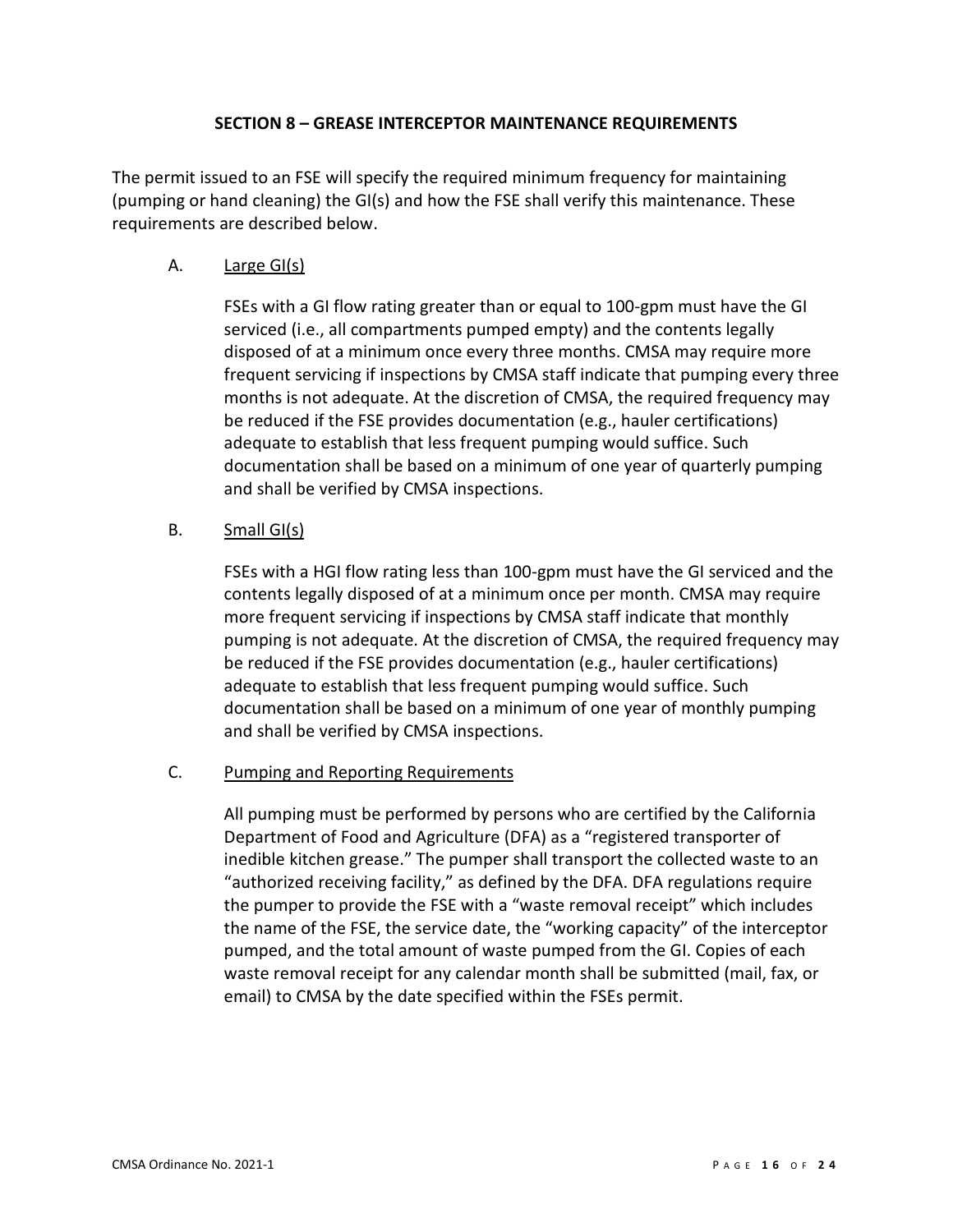## SECTION 8 – GREASE INTERCEPTOR MAINTENANCE REQUIREMENTS

The permit issued to an FSE will specify the required minimum frequency for maintaining (pumping or hand cleaning) the GI(s) and how the FSE shall verify this maintenance. These requirements are described below.

A. Large GI(s)

FSEs with a GI flow rating greater than or equal to 100-gpm must have the GI serviced (i.e., all compartments pumped empty) and the contents legally disposed of at a minimum once every three months. CMSA may require more frequent servicing if inspections by CMSA staff indicate that pumping every three months is not adequate. At the discretion of CMSA, the required frequency may be reduced if the FSE provides documentation (e.g., hauler certifications) adequate to establish that less frequent pumping would suffice. Such documentation shall be based on a minimum of one year of quarterly pumping and shall be verified by CMSA inspections.

B. Small GI(s)

FSEs with a HGI flow rating less than 100-gpm must have the GI serviced and the contents legally disposed of at a minimum once per month. CMSA may require more frequent servicing if inspections by CMSA staff indicate that monthly pumping is not adequate. At the discretion of CMSA, the required frequency may be reduced if the FSE provides documentation (e.g., hauler certifications) adequate to establish that less frequent pumping would suffice. Such documentation shall be based on a minimum of one year of monthly pumping and shall be verified by CMSA inspections.

C. Pumping and Reporting Requirements

All pumping must be performed by persons who are certified by the California Department of Food and Agriculture (DFA) as a "registered transporter of inedible kitchen grease." The pumper shall transport the collected waste to an "authorized receiving facility," as defined by the DFA. DFA regulations require the pumper to provide the FSE with a "waste removal receipt" which includes the name of the FSE, the service date, the "working capacity" of the interceptor pumped, and the total amount of waste pumped from the GI. Copies of each waste removal receipt for any calendar month shall be submitted (mail, fax, or email) to CMSA by the date specified within the FSEs permit.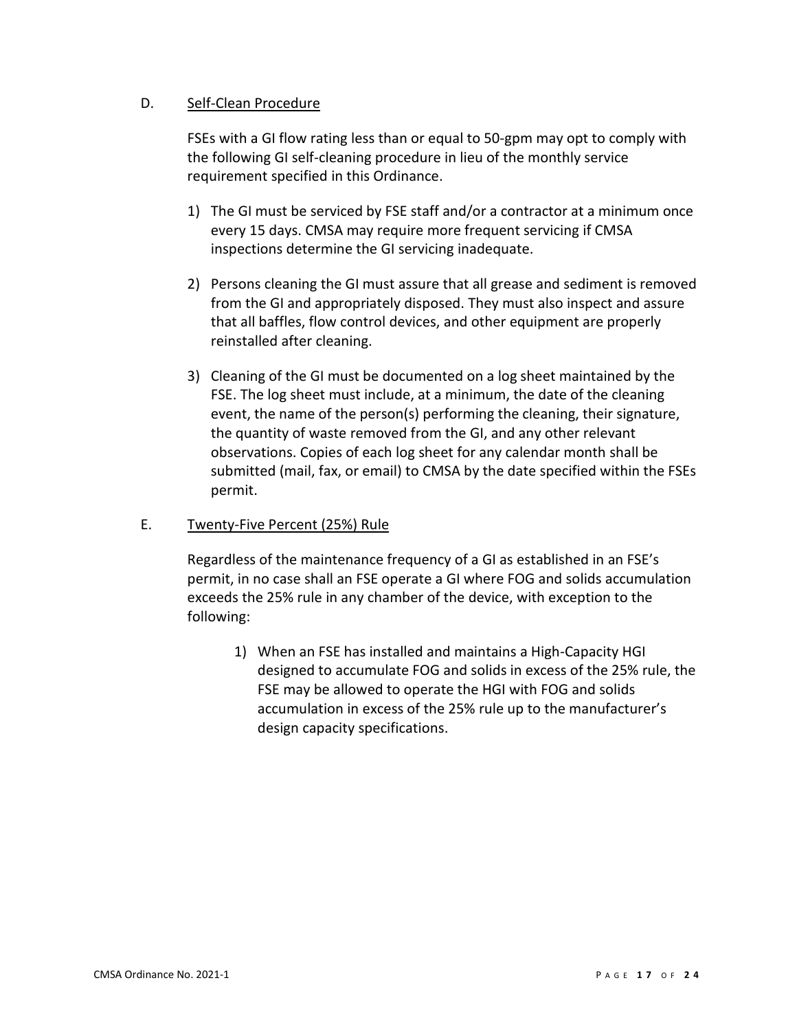D. <u>Self-Clean Procedure</u>

FSEs with a GI flow rating less than or equal to 50-gpm may opt to comply with the following GI self-cleaning procedure in lieu of the monthly service requirement specified in this Ordinance.

1) The GI must be serviced by FSE staff and/or a contractor at a minimum once every 15 days. CMSA may require more frequent servicing if CMSA inspections determine the GI servicing inadequate.

2) Persons cleaning the GI must assure that all grease and sediment is removed from the GI and appropriately disposed. They must also inspect and assure that all baffles, flow control devices, and other equipment are properly reinstalled after cleaning.

3) Cleaning of the GI must be documented on a log sheet maintained by the FSE. The log sheet must include, at a minimum, the date of the cleaning event, the name of the person(s) performing the cleaning, their signature, the quantity of waste removed from the GI, and any other relevant observations. Copies of each log sheet for any calendar month shall be submitted (mail, fax, or email) to CMSA by the date specified within the FSEs permit.

E. <u>Twenty-Five Percent (25%) Rule</u>

Regardless of the maintenance frequency of a GI as established in an FSE's permit, in no case shall an FSE operate a GI where FOG and solids accumulation exceeds the 25% rule in any chamber of the device, with exception to the following:

1) When an FSE has installed and maintains a High-Capacity HGI designed to accumulate FOG and solids in excess of the 25% rule, the FSE may be allowed to operate the HGI with FOG and solids accumulation in excess of the 25% rule up to the manufacturer's design capacity specifications.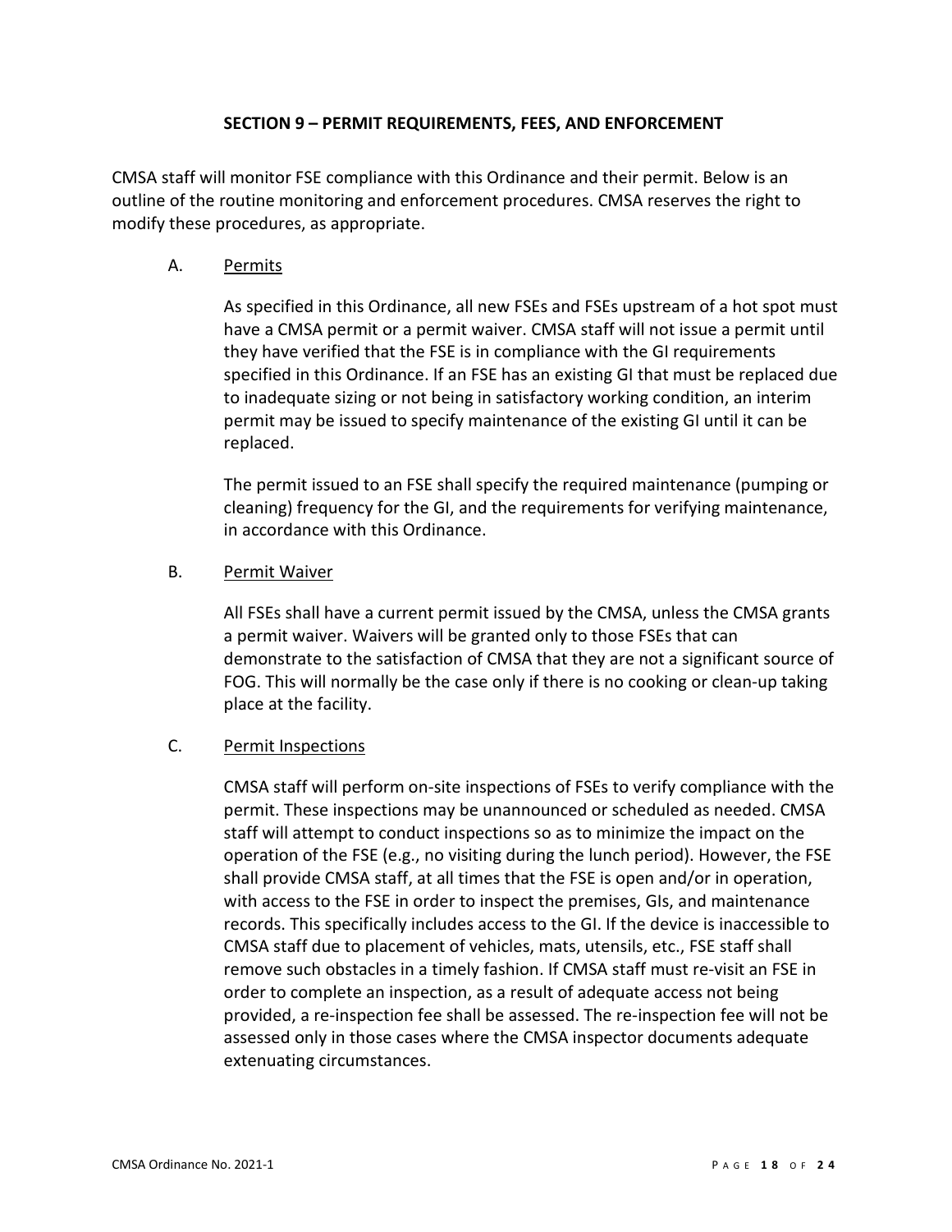## SECTION 9 – PERMIT REQUIREMENTS, FEES, AND ENFORCEMENT

CMSA staff will monitor FSE compliance with this Ordinance and their permit. Below is an outline of the routine monitoring and enforcement procedures. CMSA reserves the right to modify these procedures, as appropriate.

### A. Permits

As specified in this Ordinance, all new FSEs and FSEs upstream of a hot spot must have a CMSA permit or a permit waiver. CMSA staff will not issue a permit until they have verified that the FSE is in compliance with the GI requirements specified in this Ordinance. If an FSE has an existing GI that must be replaced due to inadequate sizing or not being in satisfactory working condition, an interim permit may be issued to specify maintenance of the existing GI until it can be replaced.

The permit issued to an FSE shall specify the required maintenance (pumping or cleaning) frequency for the GI, and the requirements for verifying maintenance, in accordance with this Ordinance.

### B. Permit Waiver

All FSEs shall have a current permit issued by the CMSA, unless the CMSA grants a permit waiver. Waivers will be granted only to those FSEs that can demonstrate to the satisfaction of CMSA that they are not a significant source of FOG. This will normally be the case only if there is no cooking or clean-up taking place at the facility.

### C. Permit Inspections

CMSA staff will perform on-site inspections of FSEs to verify compliance with the permit. These inspections may be unannounced or scheduled as needed. CMSA staff will attempt to conduct inspections so as to minimize the impact on the operation of the FSE (e.g., no visiting during the lunch period). However, the FSE shall provide CMSA staff, at all times that the FSE is open and/or in operation, with access to the FSE in order to inspect the premises, GIs, and maintenance records. This specifically includes access to the GI. If the device is inaccessible to CMSA staff due to placement of vehicles, mats, utensils, etc., FSE staff shall remove such obstacles in a timely fashion. If CMSA staff must re-visit an FSE in order to complete an inspection, as a result of adequate access not being provided, a re-inspection fee shall be assessed. The re-inspection fee will not be assessed only in those cases where the CMSA inspector documents adequate extenuating circumstances.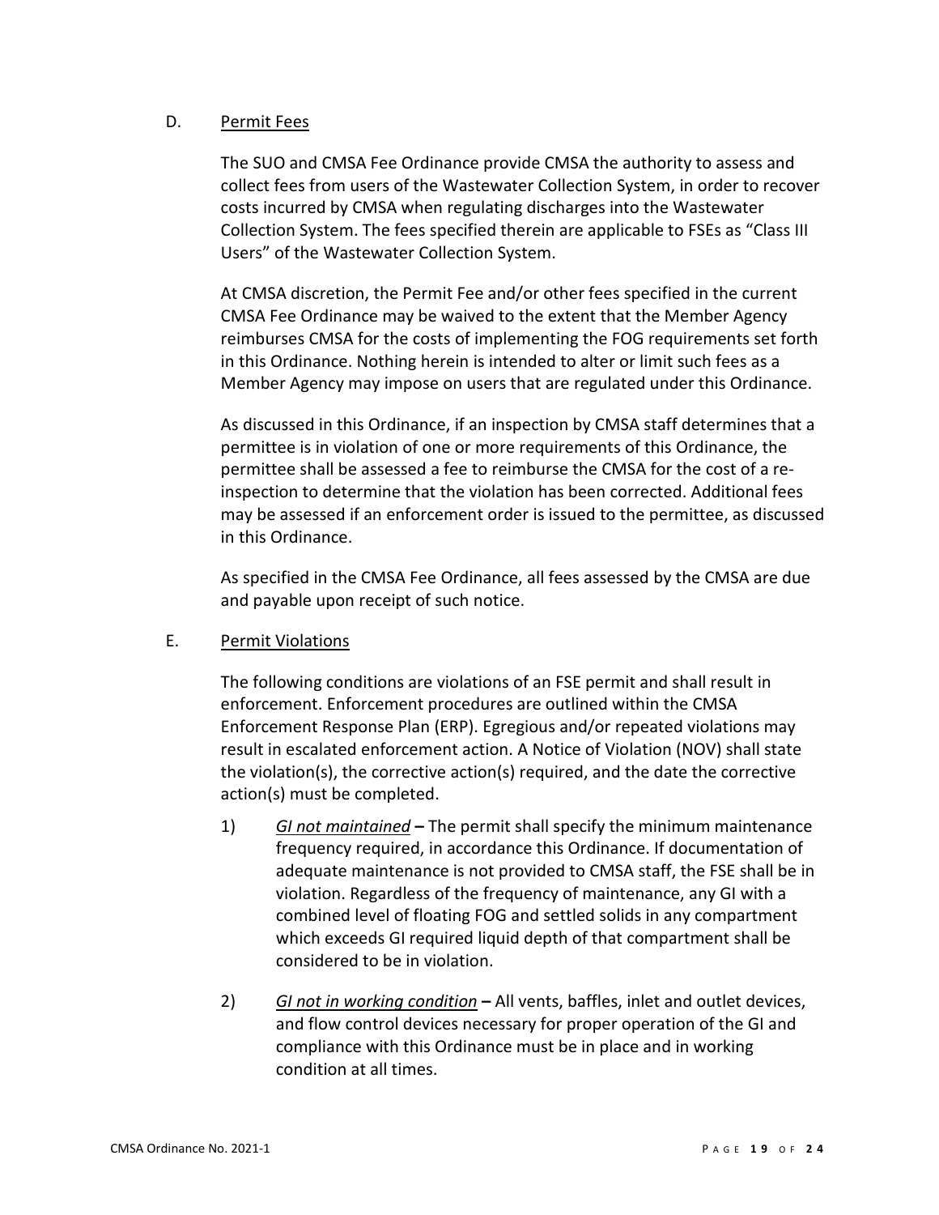D. Permit Fees

The SUO and CMSA Fee Ordinance provide CMSA the authority to assess and collect fees from users of the Wastewater Collection System, in order to recover costs incurred by CMSA when regulating discharges into the Wastewater Collection System. The fees specified therein are applicable to FSEs as "Class III Users" of the Wastewater Collection System.

At CMSA discretion, the Permit Fee and/or other fees specified in the current CMSA Fee Ordinance may be waived to the extent that the Member Agency reimburses CMSA for the costs of implementing the FOG requirements set forth in this Ordinance. Nothing herein is intended to alter or limit such fees as a Member Agency may impose on users that are regulated under this Ordinance.

As discussed in this Ordinance, if an inspection by CMSA staff determines that a permittee is in violation of one or more requirements of this Ordinance, the permittee shall be assessed a fee to reimburse the CMSA for the cost of a re-inspection to determine that the violation has been corrected. Additional fees may be assessed if an enforcement order is issued to the permittee, as discussed in this Ordinance.

As specified in the CMSA Fee Ordinance, all fees assessed by the CMSA are due and payable upon receipt of such notice.

E. Permit Violations

The following conditions are violations of an FSE permit and shall result in enforcement. Enforcement procedures are outlined within the CMSA Enforcement Response Plan (ERP). Egregious and/or repeated violations may result in escalated enforcement action. A Notice of Violation (NOV) shall state the violation(s), the corrective action(s) required, and the date the corrective action(s) must be completed.

1) *GI not maintained* **–** The permit shall specify the minimum maintenance frequency required, in accordance this Ordinance. If documentation of adequate maintenance is not provided to CMSA staff, the FSE shall be in violation. Regardless of the frequency of maintenance, any GI with a combined level of floating FOG and settled solids in any compartment which exceeds GI required liquid depth of that compartment shall be considered to be in violation.

2) *GI not in working condition* **–** All vents, baffles, inlet and outlet devices, and flow control devices necessary for proper operation of the GI and compliance with this Ordinance must be in place and in working condition at all times.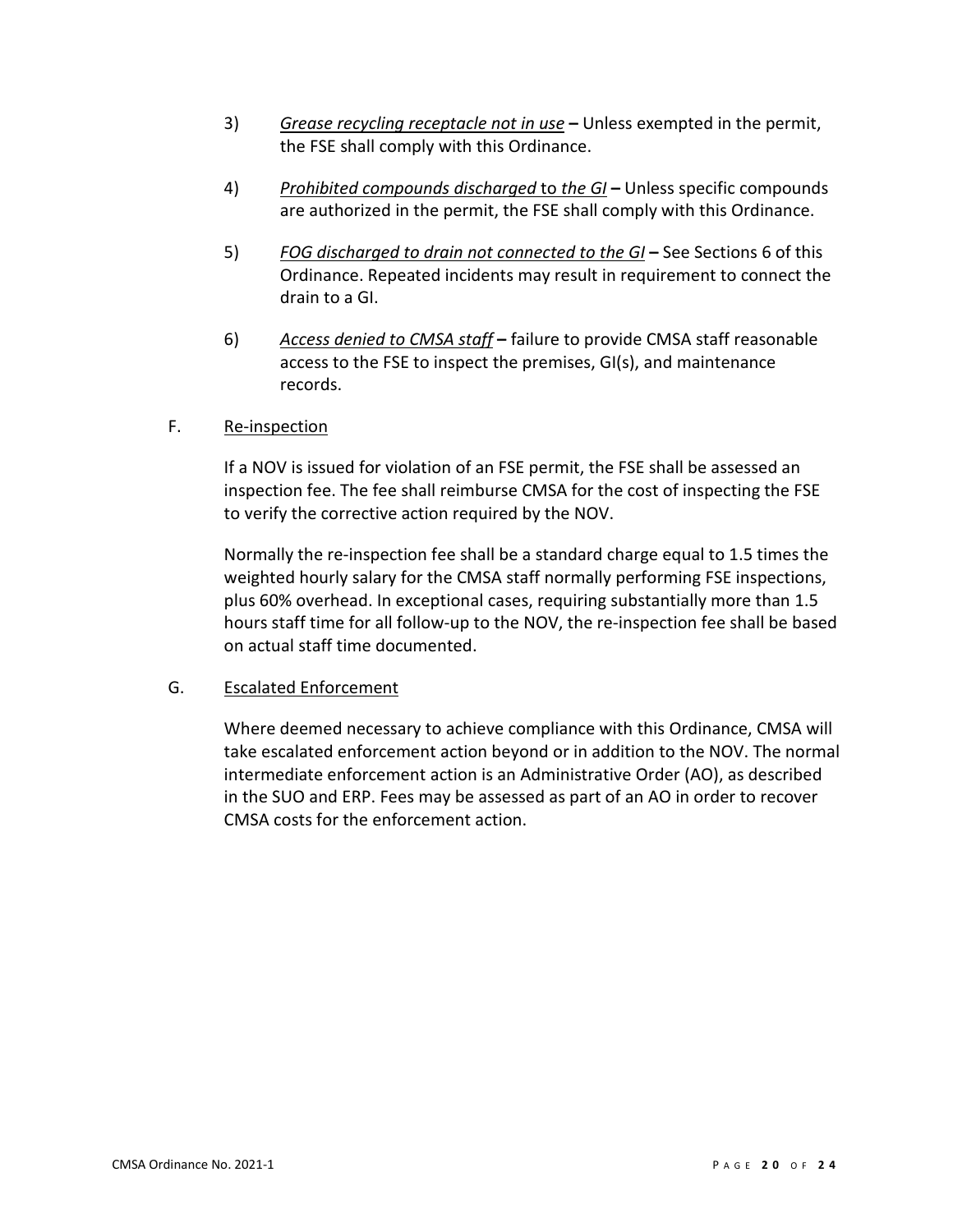3) *Grease recycling receptacle not in use* **–** Unless exempted in the permit, the FSE shall comply with this Ordinance.

4) *Prohibited compounds discharged* to *the GI* **–** Unless specific compounds are authorized in the permit, the FSE shall comply with this Ordinance.

5) *FOG discharged to drain not connected to the GI* **–** See Sections 6 of this Ordinance. Repeated incidents may result in requirement to connect the drain to a GI.

6) *Access denied to CMSA staff* **–** failure to provide CMSA staff reasonable access to the FSE to inspect the premises, GI(s), and maintenance records.

F. Re-inspection

If a NOV is issued for violation of an FSE permit, the FSE shall be assessed an inspection fee. The fee shall reimburse CMSA for the cost of inspecting the FSE to verify the corrective action required by the NOV.

Normally the re-inspection fee shall be a standard charge equal to 1.5 times the weighted hourly salary for the CMSA staff normally performing FSE inspections, plus 60% overhead. In exceptional cases, requiring substantially more than 1.5 hours staff time for all follow-up to the NOV, the re-inspection fee shall be based on actual staff time documented.

G. Escalated Enforcement

Where deemed necessary to achieve compliance with this Ordinance, CMSA will take escalated enforcement action beyond or in addition to the NOV. The normal intermediate enforcement action is an Administrative Order (AO), as described in the SUO and ERP. Fees may be assessed as part of an AO in order to recover CMSA costs for the enforcement action.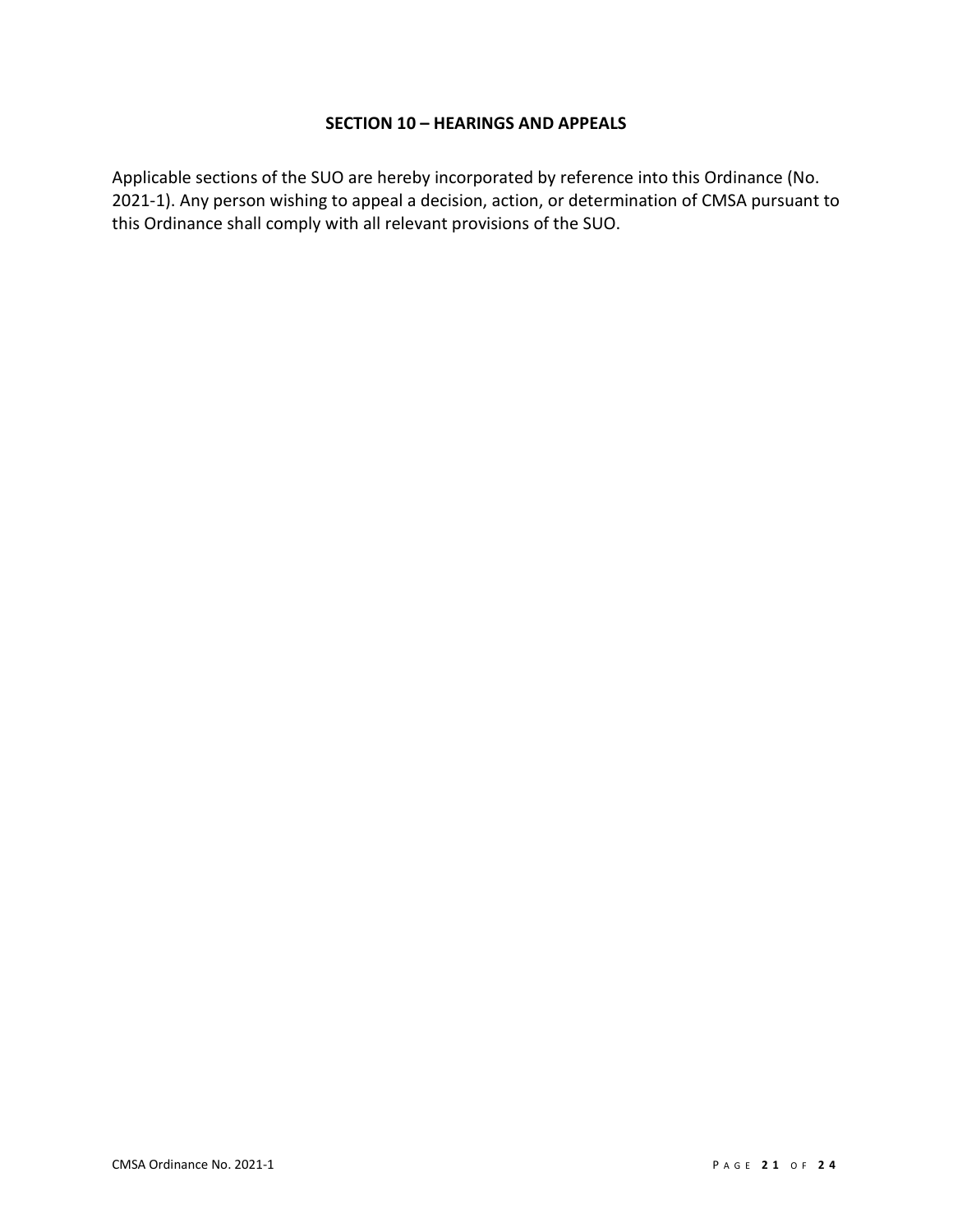## SECTION 10 – HEARINGS AND APPEALS

Applicable sections of the SUO are hereby incorporated by reference into this Ordinance (No. 2021-1). Any person wishing to appeal a decision, action, or determination of CMSA pursuant to this Ordinance shall comply with all relevant provisions of the SUO.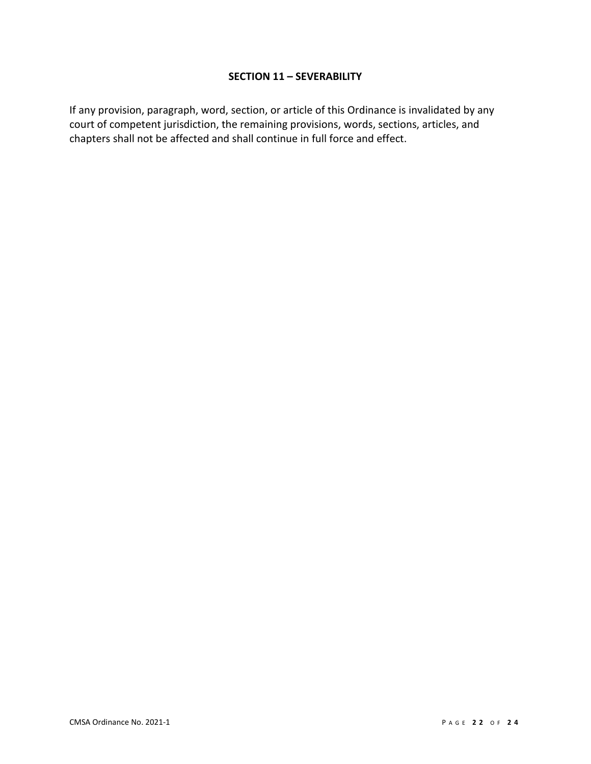## SECTION 11 – SEVERABILITY

If any provision, paragraph, word, section, or article of this Ordinance is invalidated by any court of competent jurisdiction, the remaining provisions, words, sections, articles, and chapters shall not be affected and shall continue in full force and effect.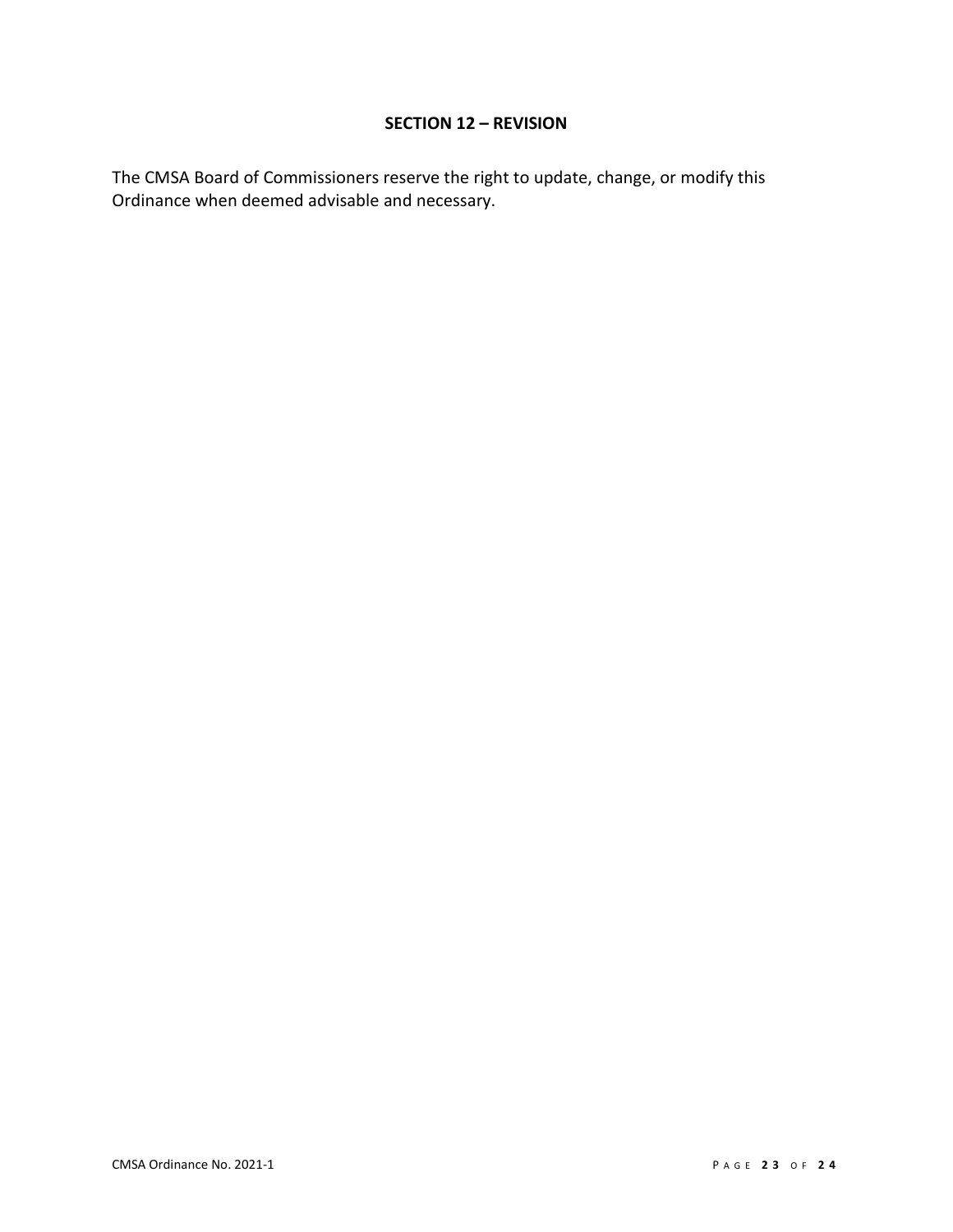## SECTION 12 – REVISION

The CMSA Board of Commissioners reserve the right to update, change, or modify this Ordinance when deemed advisable and necessary.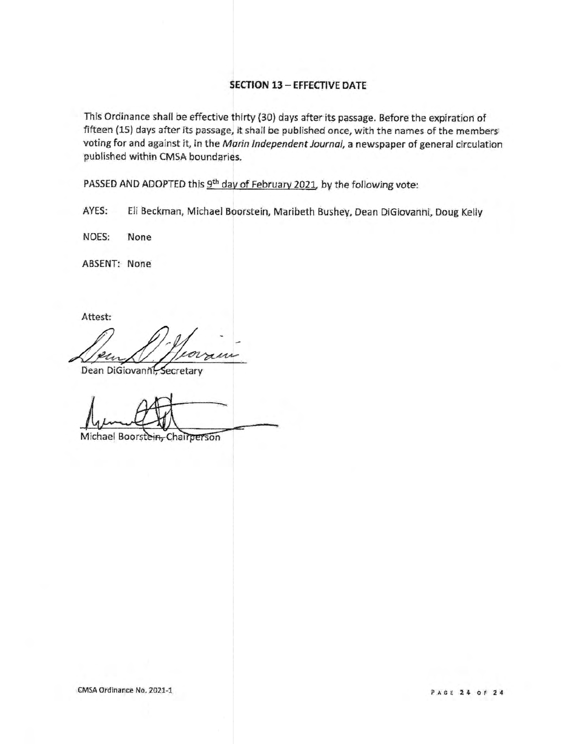## SECTION 13 – EFFECTIVE DATE

This Ordinance shall be effective thirty (30) days after its passage. Before the expiration of fifteen (15) days after its passage, it shall be published once, with the names of the members voting for and against it, in the *Marin Independent Journal*, a newspaper of general circulation published within CMSA boundaries.

PASSED AND ADOPTED this 9th day of February 2021, by the following vote:

AYES: Eli Beckman, Michael Boorstein, Maribeth Bushey, Dean DiGiovanni, Doug Kelly

NOES: None

ABSENT: None

Attest:

Dean DiGiovanni, Secretary

Michael Boorstein, Chairperson

CMSA Ordinance No. 2021-1